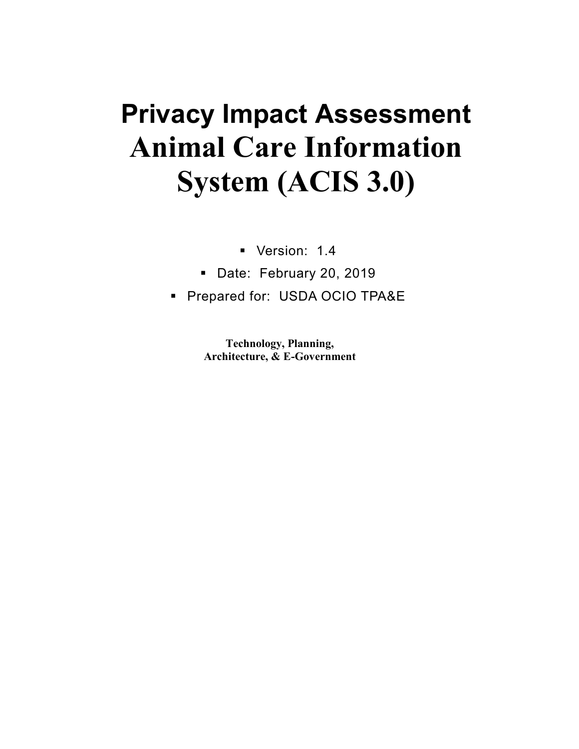# Privacy Impact Assessment
# Animal Care Information System (ACIS 3.0)

- Version: 1.4
- Date: February 20, 2019
- Prepared for: USDA OCIO TPA&E

**Technology, Planning, Architecture, & E-Government**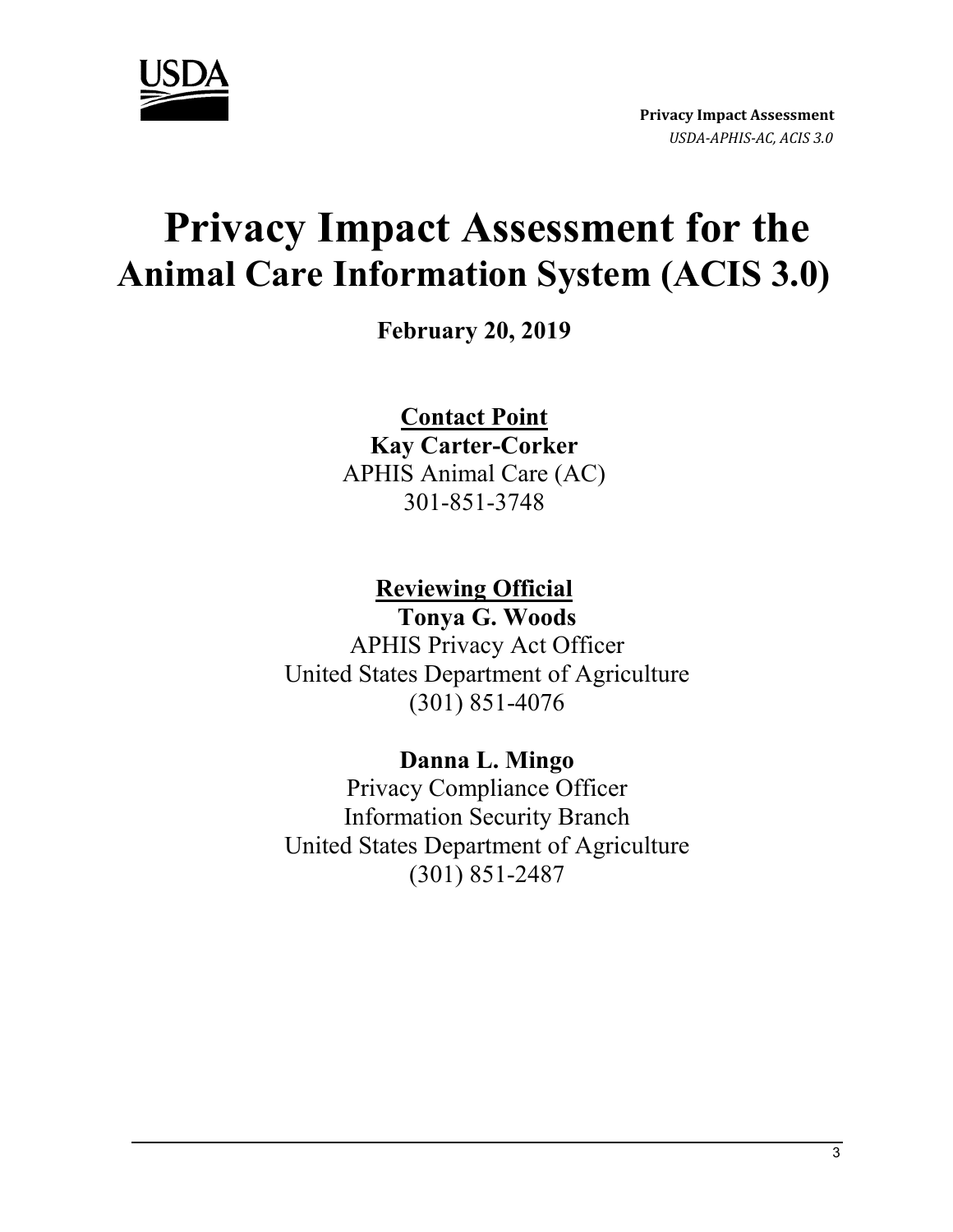# Privacy Impact Assessment for the Animal Care Information System (ACIS 3.0)

**February 20, 2019**

**Contact Point**

**Kay Carter-Corker**

APHIS Animal Care (AC)

301-851-3748

**Reviewing Official**

**Tonya G. Woods**

APHIS Privacy Act Officer

United States Department of Agriculture

(301) 851-4076

**Danna L. Mingo**

Privacy Compliance Officer

Information Security Branch

United States Department of Agriculture

(301) 851-2487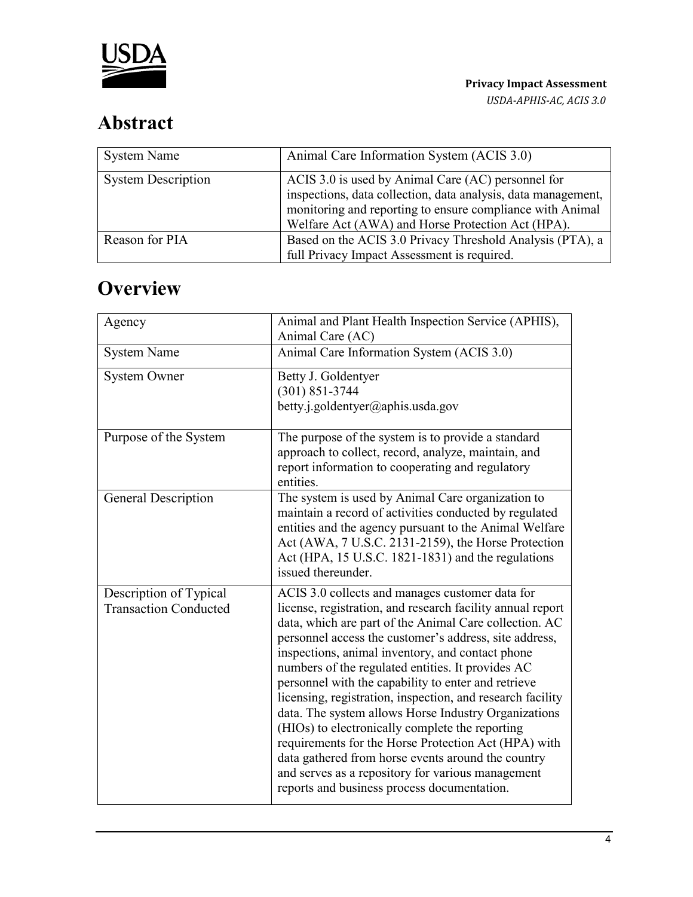# Abstract

| System Name | Animal Care Information System (ACIS 3.0) |
|---|---|
| System Description | ACIS 3.0 is used by Animal Care (AC) personnel for inspections, data collection, data analysis, data management, monitoring and reporting to ensure compliance with Animal Welfare Act (AWA) and Horse Protection Act (HPA). |
| Reason for PIA | Based on the ACIS 3.0 Privacy Threshold Analysis (PTA), a full Privacy Impact Assessment is required. |

# Overview

| Agency | Animal and Plant Health Inspection Service (APHIS), Animal Care (AC) |
|---|---|
| System Name | Animal Care Information System (ACIS 3.0) |
| System Owner | Betty J. Goldentyer<br>(301) 851-3744<br>betty.j.goldentyer@aphis.usda.gov |
| Purpose of the System | The purpose of the system is to provide a standard approach to collect, record, analyze, maintain, and report information to cooperating and regulatory entities. |
| General Description | The system is used by Animal Care organization to maintain a record of activities conducted by regulated entities and the agency pursuant to the Animal Welfare Act (AWA, 7 U.S.C. 2131-2159), the Horse Protection Act (HPA, 15 U.S.C. 1821-1831) and the regulations issued thereunder. |
| Description of Typical Transaction Conducted | ACIS 3.0 collects and manages customer data for license, registration, and research facility annual report data, which are part of the Animal Care collection. AC personnel access the customer's address, site address, inspections, animal inventory, and contact phone numbers of the regulated entities. It provides AC personnel with the capability to enter and retrieve licensing, registration, inspection, and research facility data. The system allows Horse Industry Organizations (HIOs) to electronically complete the reporting requirements for the Horse Protection Act (HPA) with data gathered from horse events around the country and serves as a repository for various management reports and business process documentation. |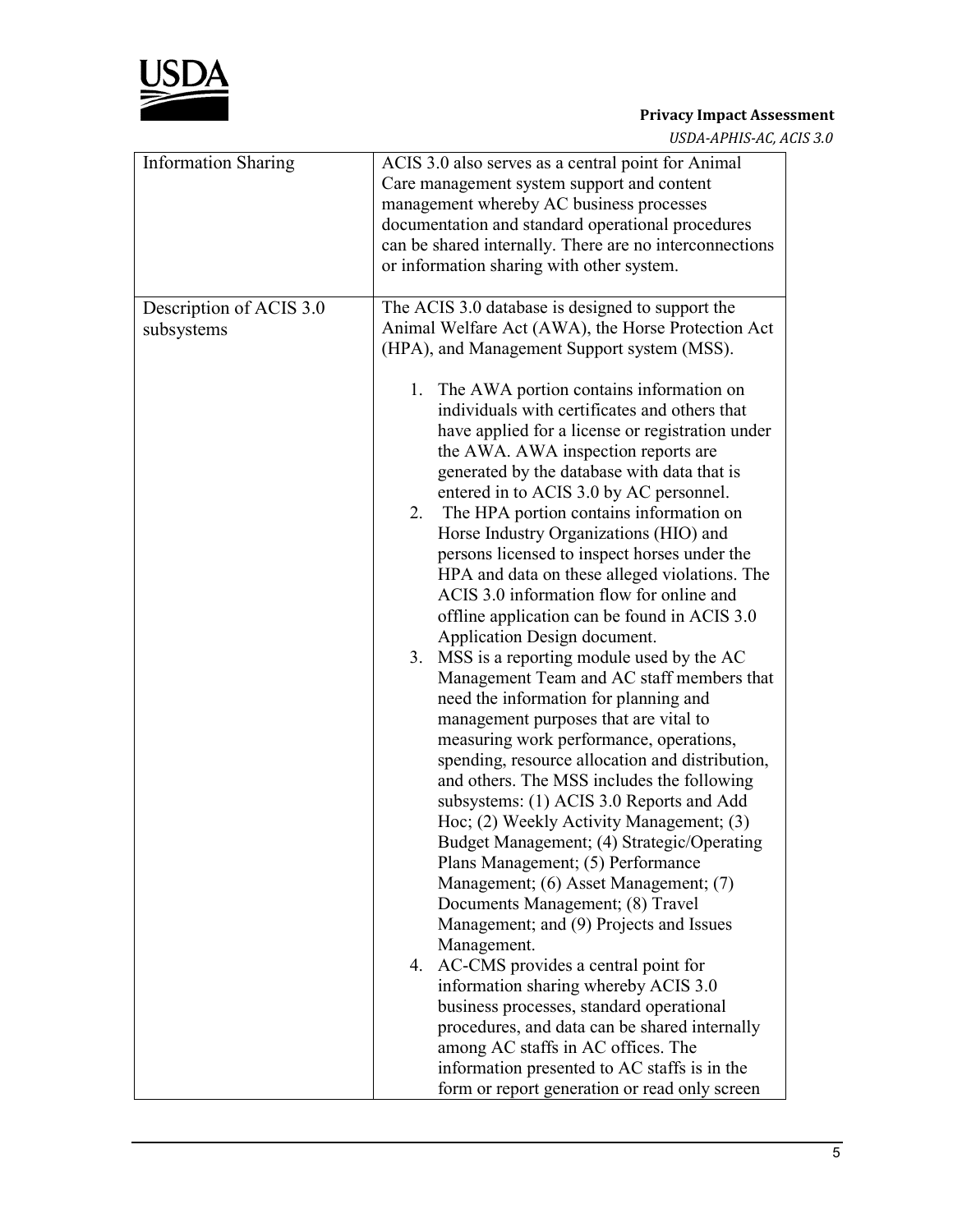| | |
|---|---|
| Information Sharing | ACIS 3.0 also serves as a central point for Animal Care management system support and content management whereby AC business processes documentation and standard operational procedures can be shared internally. There are no interconnections or information sharing with other system. |
| Description of ACIS 3.0 subsystems | The ACIS 3.0 database is designed to support the Animal Welfare Act (AWA), the Horse Protection Act (HPA), and Management Support system (MSS).<br><br>1. The AWA portion contains information on individuals with certificates and others that have applied for a license or registration under the AWA. AWA inspection reports are generated by the database with data that is entered in to ACIS 3.0 by AC personnel.<br>2. The HPA portion contains information on Horse Industry Organizations (HIO) and persons licensed to inspect horses under the HPA and data on these alleged violations. The ACIS 3.0 information flow for online and offline application can be found in ACIS 3.0 Application Design document.<br>3. MSS is a reporting module used by the AC Management Team and AC staff members that need the information for planning and management purposes that are vital to measuring work performance, operations, spending, resource allocation and distribution, and others. The MSS includes the following subsystems: (1) ACIS 3.0 Reports and Add Hoc; (2) Weekly Activity Management; (3) Budget Management; (4) Strategic/Operating Plans Management; (5) Performance Management; (6) Asset Management; (7) Documents Management; (8) Travel Management; and (9) Projects and Issues Management.<br>4. AC-CMS provides a central point for information sharing whereby ACIS 3.0 business processes, standard operational procedures, and data can be shared internally among AC staffs in AC offices. The information presented to AC staffs is in the form or report generation or read only screen |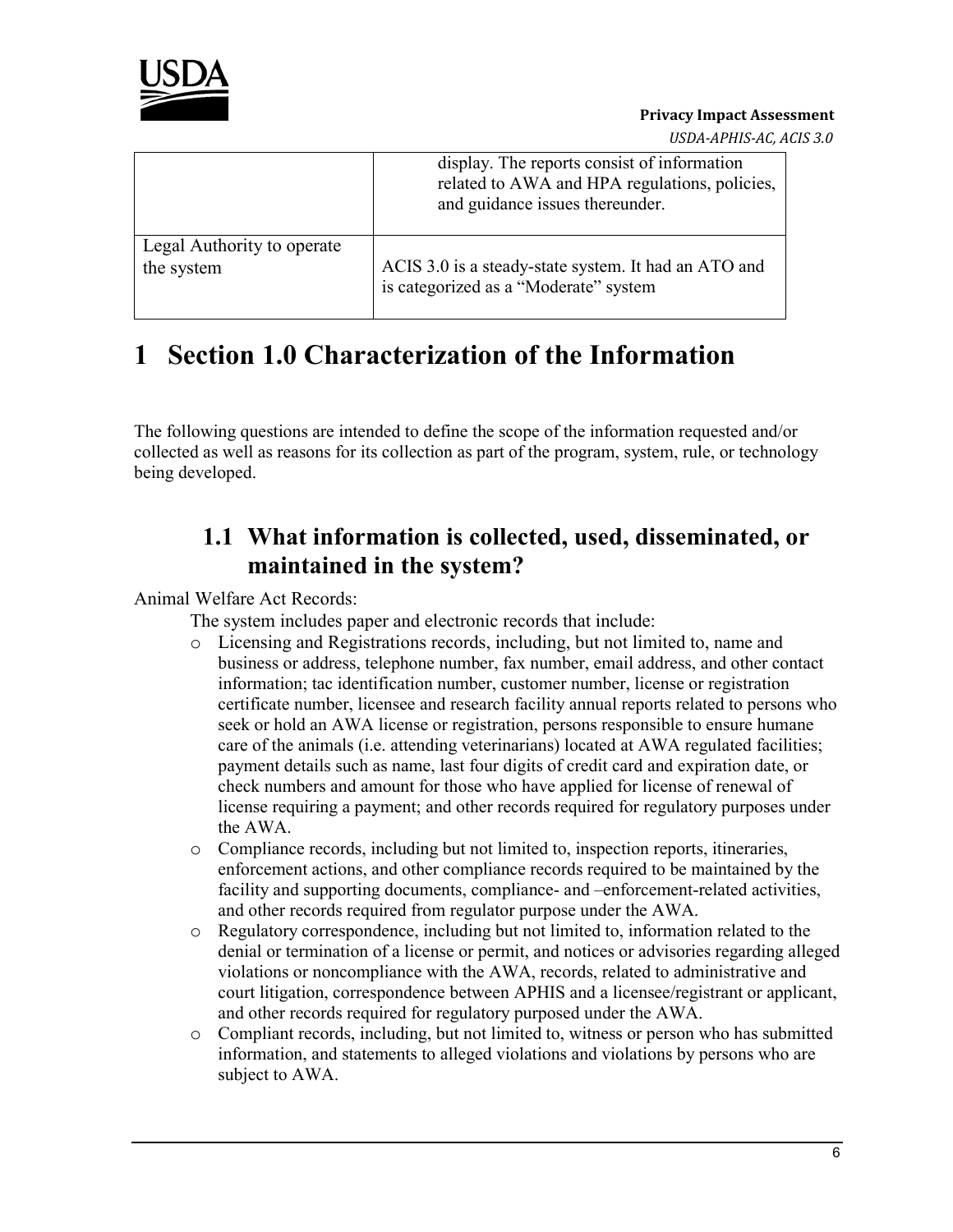| | |
|---|---|
| | display. The reports consist of information related to AWA and HPA regulations, policies, and guidance issues thereunder. |
| Legal Authority to operate the system | ACIS 3.0 is a steady-state system. It had an ATO and is categorized as a "Moderate" system |

# 1 Section 1.0 Characterization of the Information

The following questions are intended to define the scope of the information requested and/or collected as well as reasons for its collection as part of the program, system, rule, or technology being developed.

## 1.1 What information is collected, used, disseminated, or maintained in the system?

Animal Welfare Act Records:

The system includes paper and electronic records that include:

- Licensing and Registrations records, including, but not limited to, name and business or address, telephone number, fax number, email address, and other contact information; tac identification number, customer number, license or registration certificate number, licensee and research facility annual reports related to persons who seek or hold an AWA license or registration, persons responsible to ensure humane care of the animals (i.e. attending veterinarians) located at AWA regulated facilities; payment details such as name, last four digits of credit card and expiration date, or check numbers and amount for those who have applied for license of renewal of license requiring a payment; and other records required for regulatory purposes under the AWA.
- Compliance records, including but not limited to, inspection reports, itineraries, enforcement actions, and other compliance records required to be maintained by the facility and supporting documents, compliance- and –enforcement-related activities, and other records required from regulator purpose under the AWA.
- Regulatory correspondence, including but not limited to, information related to the denial or termination of a license or permit, and notices or advisories regarding alleged violations or noncompliance with the AWA, records, related to administrative and court litigation, correspondence between APHIS and a licensee/registrant or applicant, and other records required for regulatory purposed under the AWA.
- Compliant records, including, but not limited to, witness or person who has submitted information, and statements to alleged violations and violations by persons who are subject to AWA.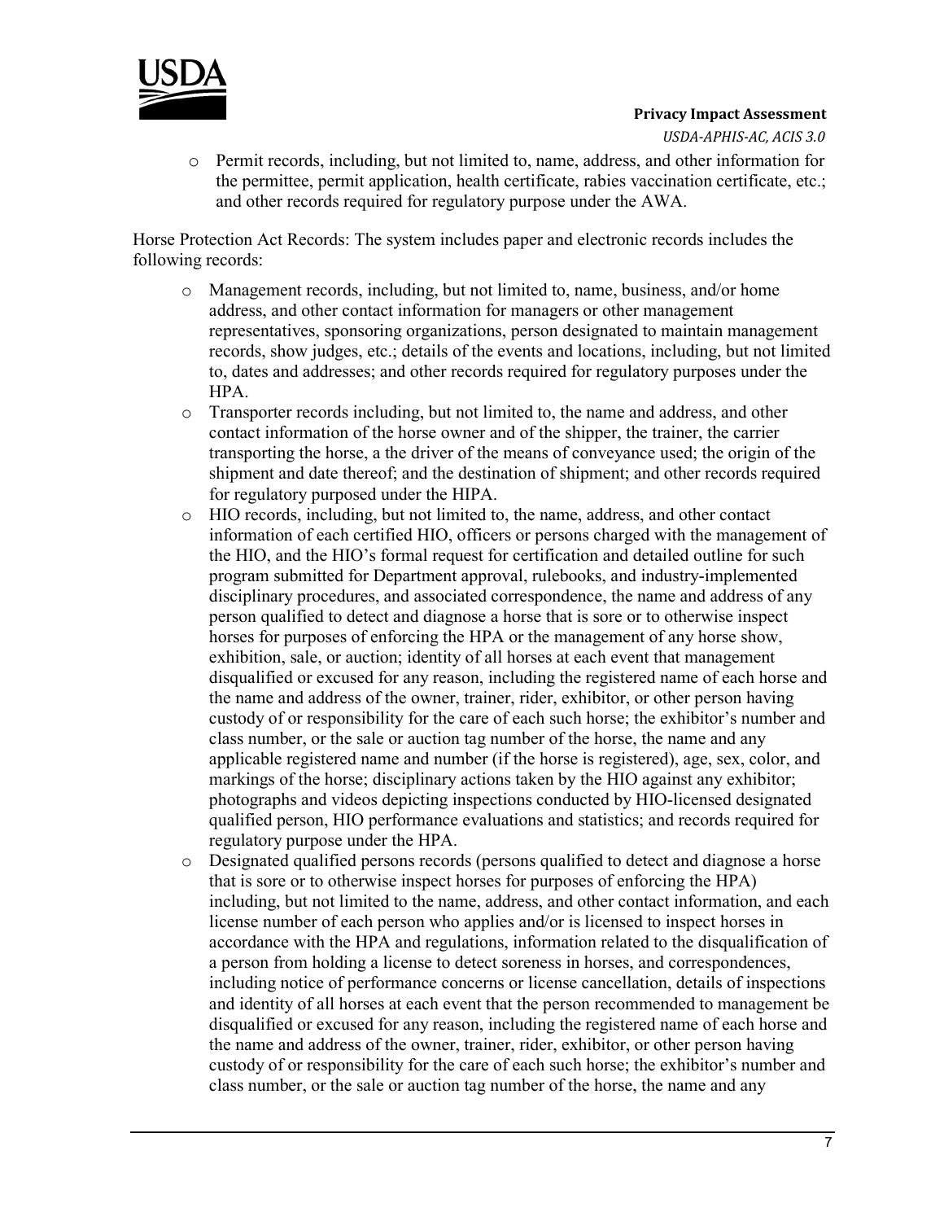- Permit records, including, but not limited to, name, address, and other information for the permittee, permit application, health certificate, rabies vaccination certificate, etc.; and other records required for regulatory purpose under the AWA.

Horse Protection Act Records: The system includes paper and electronic records includes the following records:

- Management records, including, but not limited to, name, business, and/or home address, and other contact information for managers or other management representatives, sponsoring organizations, person designated to maintain management records, show judges, etc.; details of the events and locations, including, but not limited to, dates and addresses; and other records required for regulatory purposes under the HPA.
- Transporter records including, but not limited to, the name and address, and other contact information of the horse owner and of the shipper, the trainer, the carrier transporting the horse, a the driver of the means of conveyance used; the origin of the shipment and date thereof; and the destination of shipment; and other records required for regulatory purposed under the HIPA.
- HIO records, including, but not limited to, the name, address, and other contact information of each certified HIO, officers or persons charged with the management of the HIO, and the HIO's formal request for certification and detailed outline for such program submitted for Department approval, rulebooks, and industry-implemented disciplinary procedures, and associated correspondence, the name and address of any person qualified to detect and diagnose a horse that is sore or to otherwise inspect horses for purposes of enforcing the HPA or the management of any horse show, exhibition, sale, or auction; identity of all horses at each event that management disqualified or excused for any reason, including the registered name of each horse and the name and address of the owner, trainer, rider, exhibitor, or other person having custody of or responsibility for the care of each such horse; the exhibitor's number and class number, or the sale or auction tag number of the horse, the name and any applicable registered name and number (if the horse is registered), age, sex, color, and markings of the horse; disciplinary actions taken by the HIO against any exhibitor; photographs and videos depicting inspections conducted by HIO-licensed designated qualified person, HIO performance evaluations and statistics; and records required for regulatory purpose under the HPA.
- Designated qualified persons records (persons qualified to detect and diagnose a horse that is sore or to otherwise inspect horses for purposes of enforcing the HPA) including, but not limited to the name, address, and other contact information, and each license number of each person who applies and/or is licensed to inspect horses in accordance with the HPA and regulations, information related to the disqualification of a person from holding a license to detect soreness in horses, and correspondences, including notice of performance concerns or license cancellation, details of inspections and identity of all horses at each event that the person recommended to management be disqualified or excused for any reason, including the registered name of each horse and the name and address of the owner, trainer, rider, exhibitor, or other person having custody of or responsibility for the care of each such horse; the exhibitor's number and class number, or the sale or auction tag number of the horse, the name and any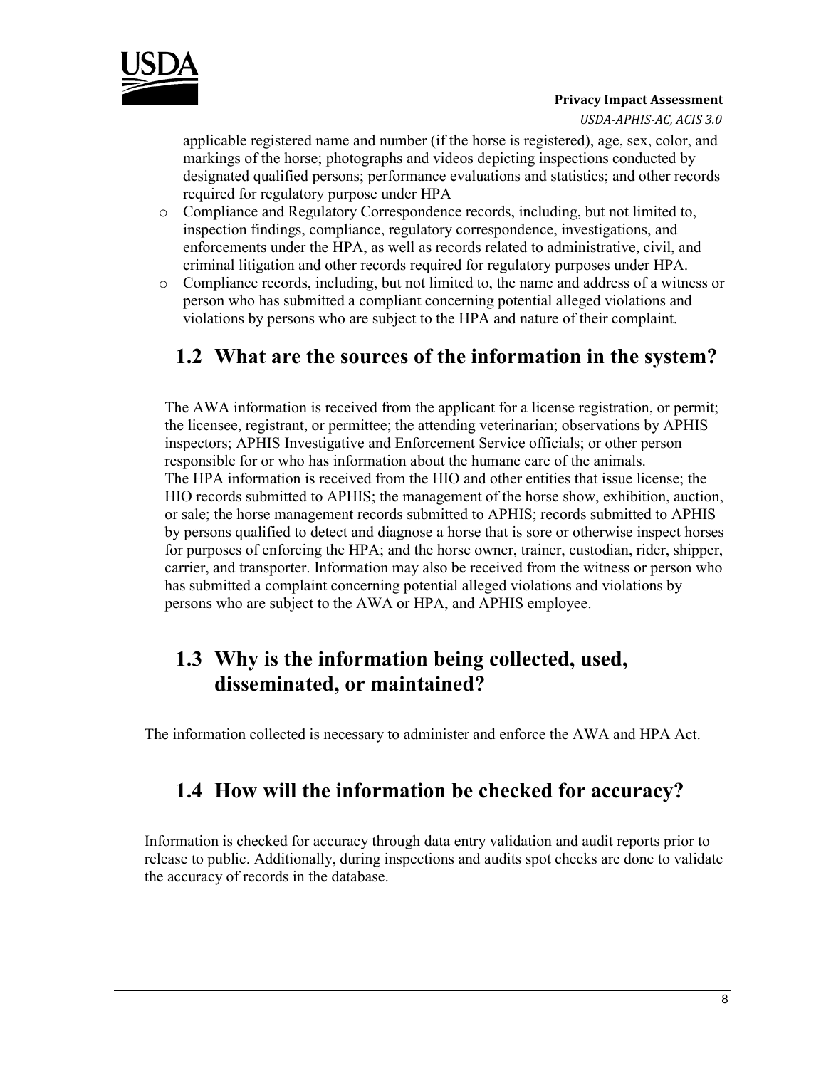applicable registered name and number (if the horse is registered), age, sex, color, and markings of the horse; photographs and videos depicting inspections conducted by designated qualified persons; performance evaluations and statistics; and other records required for regulatory purpose under HPA

- Compliance and Regulatory Correspondence records, including, but not limited to, inspection findings, compliance, regulatory correspondence, investigations, and enforcements under the HPA, as well as records related to administrative, civil, and criminal litigation and other records required for regulatory purposes under HPA.
- Compliance records, including, but not limited to, the name and address of a witness or person who has submitted a compliant concerning potential alleged violations and violations by persons who are subject to the HPA and nature of their complaint.

## 1.2 What are the sources of the information in the system?

The AWA information is received from the applicant for a license registration, or permit; the licensee, registrant, or permittee; the attending veterinarian; observations by APHIS inspectors; APHIS Investigative and Enforcement Service officials; or other person responsible for or who has information about the humane care of the animals.
The HPA information is received from the HIO and other entities that issue license; the HIO records submitted to APHIS; the management of the horse show, exhibition, auction, or sale; the horse management records submitted to APHIS; records submitted to APHIS by persons qualified to detect and diagnose a horse that is sore or otherwise inspect horses for purposes of enforcing the HPA; and the horse owner, trainer, custodian, rider, shipper, carrier, and transporter. Information may also be received from the witness or person who has submitted a complaint concerning potential alleged violations and violations by persons who are subject to the AWA or HPA, and APHIS employee.

## 1.3 Why is the information being collected, used, disseminated, or maintained?

The information collected is necessary to administer and enforce the AWA and HPA Act.

## 1.4 How will the information be checked for accuracy?

Information is checked for accuracy through data entry validation and audit reports prior to release to public. Additionally, during inspections and audits spot checks are done to validate the accuracy of records in the database.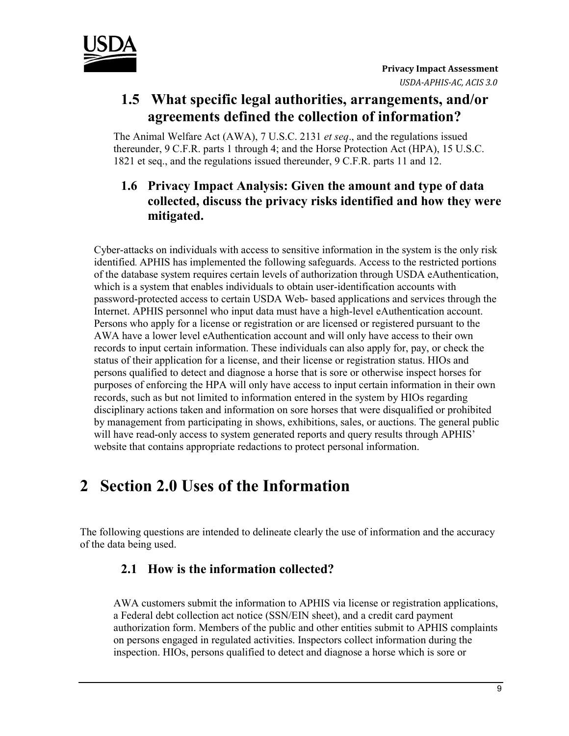### 1.5 What specific legal authorities, arrangements, and/or agreements defined the collection of information?

The Animal Welfare Act (AWA), 7 U.S.C. 2131 *et seq*., and the regulations issued thereunder, 9 C.F.R. parts 1 through 4; and the Horse Protection Act (HPA), 15 U.S.C. 1821 et seq., and the regulations issued thereunder, 9 C.F.R. parts 11 and 12.

### 1.6 Privacy Impact Analysis: Given the amount and type of data collected, discuss the privacy risks identified and how they were mitigated.

Cyber-attacks on individuals with access to sensitive information in the system is the only risk identified. APHIS has implemented the following safeguards. Access to the restricted portions of the database system requires certain levels of authorization through USDA eAuthentication, which is a system that enables individuals to obtain user-identification accounts with password-protected access to certain USDA Web- based applications and services through the Internet. APHIS personnel who input data must have a high-level eAuthentication account. Persons who apply for a license or registration or are licensed or registered pursuant to the AWA have a lower level eAuthentication account and will only have access to their own records to input certain information. These individuals can also apply for, pay, or check the status of their application for a license, and their license or registration status. HIOs and persons qualified to detect and diagnose a horse that is sore or otherwise inspect horses for purposes of enforcing the HPA will only have access to input certain information in their own records, such as but not limited to information entered in the system by HIOs regarding disciplinary actions taken and information on sore horses that were disqualified or prohibited by management from participating in shows, exhibitions, sales, or auctions. The general public will have read-only access to system generated reports and query results through APHIS' website that contains appropriate redactions to protect personal information.

# 2 Section 2.0 Uses of the Information

The following questions are intended to delineate clearly the use of information and the accuracy of the data being used.

### 2.1 How is the information collected?

AWA customers submit the information to APHIS via license or registration applications, a Federal debt collection act notice (SSN/EIN sheet), and a credit card payment authorization form. Members of the public and other entities submit to APHIS complaints on persons engaged in regulated activities. Inspectors collect information during the inspection. HIOs, persons qualified to detect and diagnose a horse which is sore or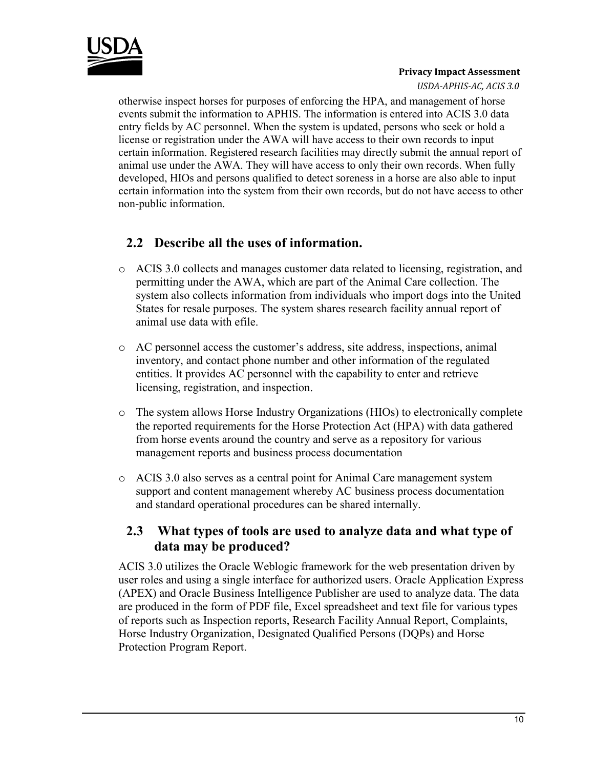otherwise inspect horses for purposes of enforcing the HPA, and management of horse events submit the information to APHIS. The information is entered into ACIS 3.0 data entry fields by AC personnel. When the system is updated, persons who seek or hold a license or registration under the AWA will have access to their own records to input certain information. Registered research facilities may directly submit the annual report of animal use under the AWA. They will have access to only their own records. When fully developed, HIOs and persons qualified to detect soreness in a horse are also able to input certain information into the system from their own records, but do not have access to other non-public information.

## 2.2 Describe all the uses of information.

- ACIS 3.0 collects and manages customer data related to licensing, registration, and permitting under the AWA, which are part of the Animal Care collection. The system also collects information from individuals who import dogs into the United States for resale purposes. The system shares research facility annual report of animal use data with efile.
- AC personnel access the customer's address, site address, inspections, animal inventory, and contact phone number and other information of the regulated entities. It provides AC personnel with the capability to enter and retrieve licensing, registration, and inspection.
- The system allows Horse Industry Organizations (HIOs) to electronically complete the reported requirements for the Horse Protection Act (HPA) with data gathered from horse events around the country and serve as a repository for various management reports and business process documentation
- ACIS 3.0 also serves as a central point for Animal Care management system support and content management whereby AC business process documentation and standard operational procedures can be shared internally.

## 2.3 What types of tools are used to analyze data and what type of data may be produced?

ACIS 3.0 utilizes the Oracle Weblogic framework for the web presentation driven by user roles and using a single interface for authorized users. Oracle Application Express (APEX) and Oracle Business Intelligence Publisher are used to analyze data. The data are produced in the form of PDF file, Excel spreadsheet and text file for various types of reports such as Inspection reports, Research Facility Annual Report, Complaints, Horse Industry Organization, Designated Qualified Persons (DQPs) and Horse Protection Program Report.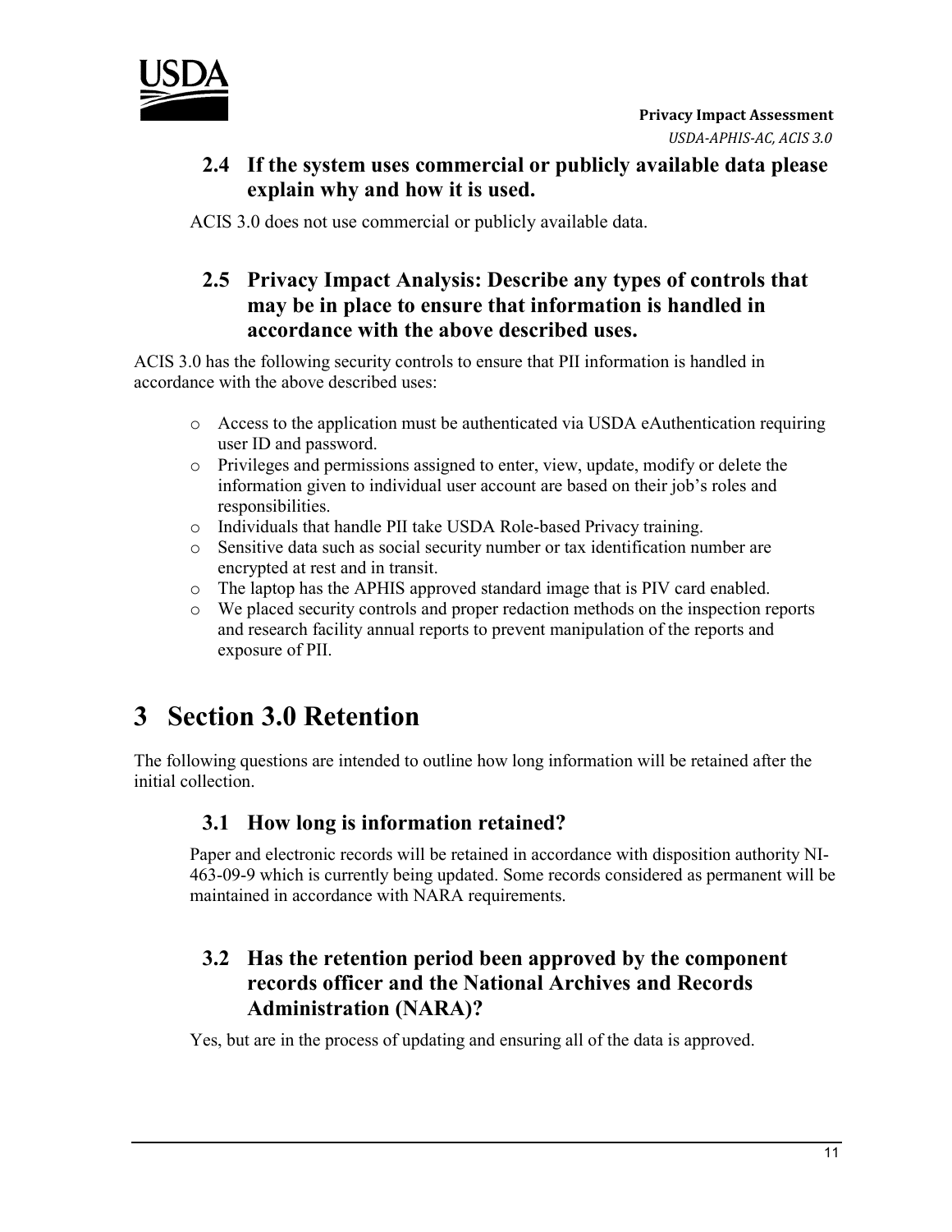### 2.4 If the system uses commercial or publicly available data please explain why and how it is used.

ACIS 3.0 does not use commercial or publicly available data.

### 2.5 Privacy Impact Analysis: Describe any types of controls that may be in place to ensure that information is handled in accordance with the above described uses.

ACIS 3.0 has the following security controls to ensure that PII information is handled in accordance with the above described uses:

- Access to the application must be authenticated via USDA eAuthentication requiring user ID and password.
- Privileges and permissions assigned to enter, view, update, modify or delete the information given to individual user account are based on their job's roles and responsibilities.
- Individuals that handle PII take USDA Role-based Privacy training.
- Sensitive data such as social security number or tax identification number are encrypted at rest and in transit.
- The laptop has the APHIS approved standard image that is PIV card enabled.
- We placed security controls and proper redaction methods on the inspection reports and research facility annual reports to prevent manipulation of the reports and exposure of PII.

# 3 Section 3.0 Retention

The following questions are intended to outline how long information will be retained after the initial collection.

### 3.1 How long is information retained?

Paper and electronic records will be retained in accordance with disposition authority NI-463-09-9 which is currently being updated. Some records considered as permanent will be maintained in accordance with NARA requirements.

### 3.2 Has the retention period been approved by the component records officer and the National Archives and Records Administration (NARA)?

Yes, but are in the process of updating and ensuring all of the data is approved.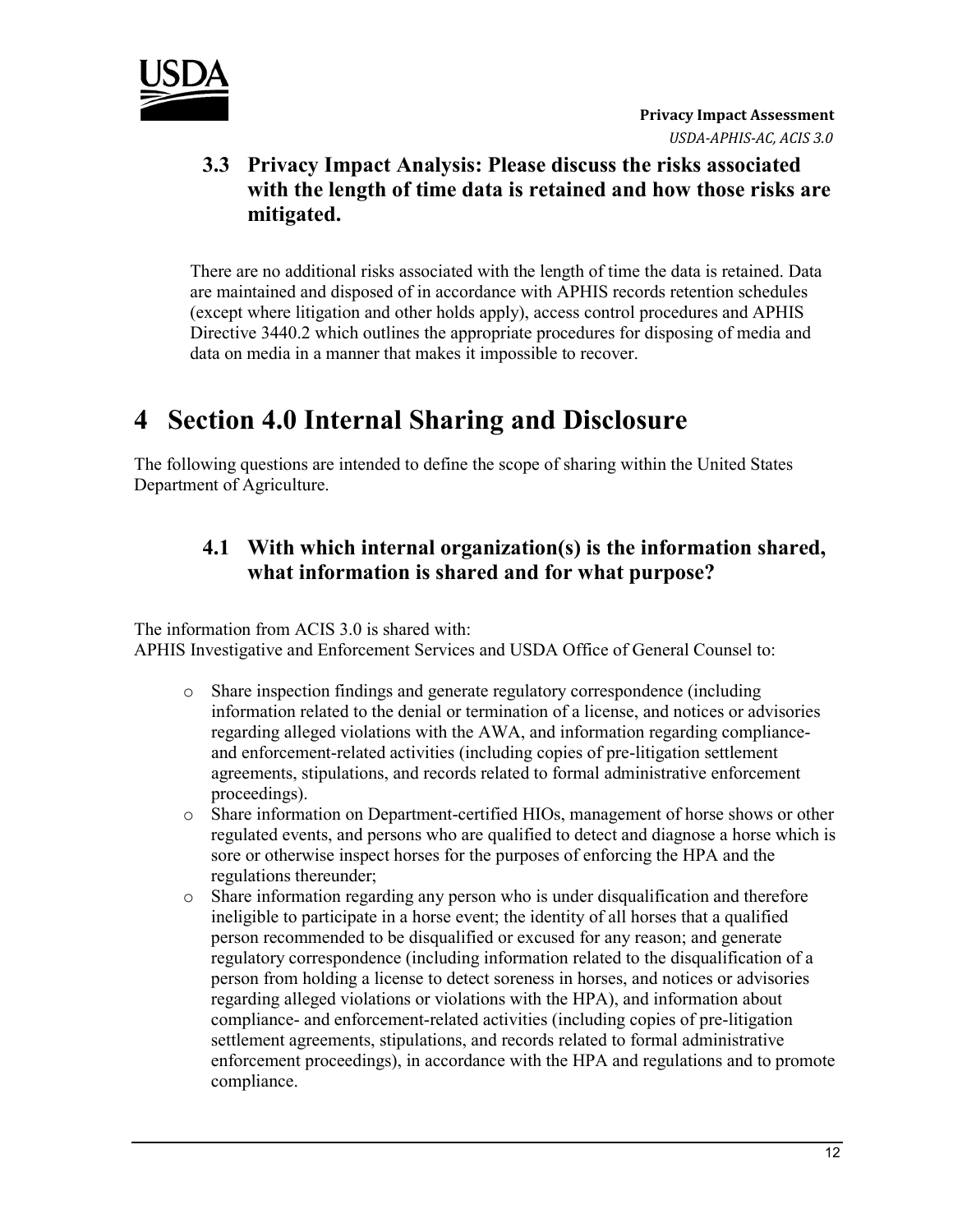### 3.3 Privacy Impact Analysis: Please discuss the risks associated with the length of time data is retained and how those risks are mitigated.

There are no additional risks associated with the length of time the data is retained. Data are maintained and disposed of in accordance with APHIS records retention schedules (except where litigation and other holds apply), access control procedures and APHIS Directive 3440.2 which outlines the appropriate procedures for disposing of media and data on media in a manner that makes it impossible to recover.

# 4 Section 4.0 Internal Sharing and Disclosure

The following questions are intended to define the scope of sharing within the United States Department of Agriculture.

### 4.1 With which internal organization(s) is the information shared, what information is shared and for what purpose?

The information from ACIS 3.0 is shared with:
APHIS Investigative and Enforcement Services and USDA Office of General Counsel to:

- Share inspection findings and generate regulatory correspondence (including information related to the denial or termination of a license, and notices or advisories regarding alleged violations with the AWA, and information regarding compliance- and enforcement-related activities (including copies of pre-litigation settlement agreements, stipulations, and records related to formal administrative enforcement proceedings).
- Share information on Department-certified HIOs, management of horse shows or other regulated events, and persons who are qualified to detect and diagnose a horse which is sore or otherwise inspect horses for the purposes of enforcing the HPA and the regulations thereunder;
- Share information regarding any person who is under disqualification and therefore ineligible to participate in a horse event; the identity of all horses that a qualified person recommended to be disqualified or excused for any reason; and generate regulatory correspondence (including information related to the disqualification of a person from holding a license to detect soreness in horses, and notices or advisories regarding alleged violations or violations with the HPA), and information about compliance- and enforcement-related activities (including copies of pre-litigation settlement agreements, stipulations, and records related to formal administrative enforcement proceedings), in accordance with the HPA and regulations and to promote compliance.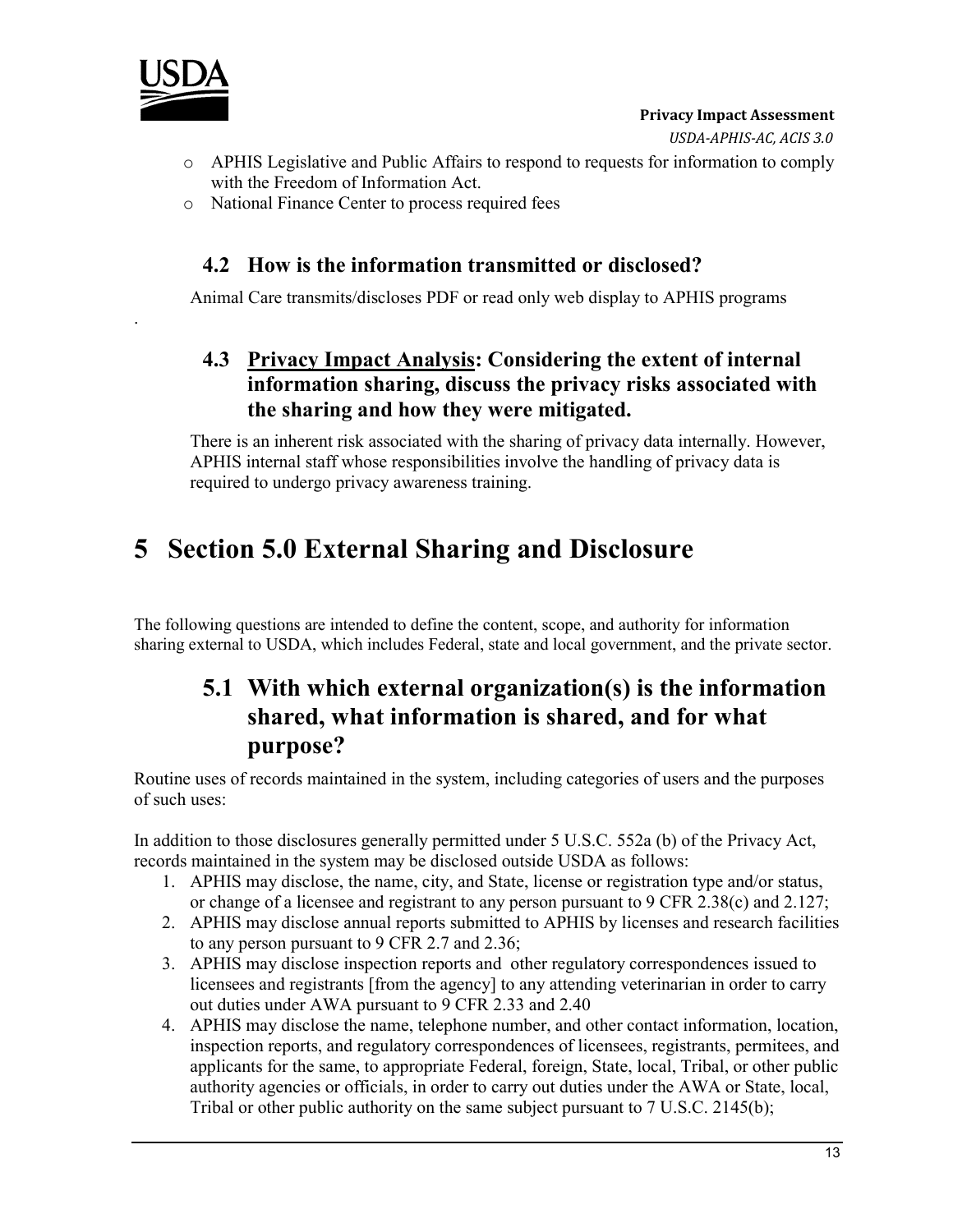- APHIS Legislative and Public Affairs to respond to requests for information to comply with the Freedom of Information Act.
- National Finance Center to process required fees

### 4.2 How is the information transmitted or disclosed?

Animal Care transmits/discloses PDF or read only web display to APHIS programs

.

### 4.3 Privacy Impact Analysis: Considering the extent of internal information sharing, discuss the privacy risks associated with the sharing and how they were mitigated.

There is an inherent risk associated with the sharing of privacy data internally. However, APHIS internal staff whose responsibilities involve the handling of privacy data is required to undergo privacy awareness training.

# 5 Section 5.0 External Sharing and Disclosure

The following questions are intended to define the content, scope, and authority for information sharing external to USDA, which includes Federal, state and local government, and the private sector.

## 5.1 With which external organization(s) is the information shared, what information is shared, and for what purpose?

Routine uses of records maintained in the system, including categories of users and the purposes of such uses:

In addition to those disclosures generally permitted under 5 U.S.C. 552a (b) of the Privacy Act, records maintained in the system may be disclosed outside USDA as follows:

1. APHIS may disclose, the name, city, and State, license or registration type and/or status, or change of a licensee and registrant to any person pursuant to 9 CFR 2.38(c) and 2.127;
2. APHIS may disclose annual reports submitted to APHIS by licenses and research facilities to any person pursuant to 9 CFR 2.7 and 2.36;
3. APHIS may disclose inspection reports and other regulatory correspondences issued to licensees and registrants [from the agency] to any attending veterinarian in order to carry out duties under AWA pursuant to 9 CFR 2.33 and 2.40
4. APHIS may disclose the name, telephone number, and other contact information, location, inspection reports, and regulatory correspondences of licensees, registrants, permitees, and applicants for the same, to appropriate Federal, foreign, State, local, Tribal, or other public authority agencies or officials, in order to carry out duties under the AWA or State, local, Tribal or other public authority on the same subject pursuant to 7 U.S.C. 2145(b);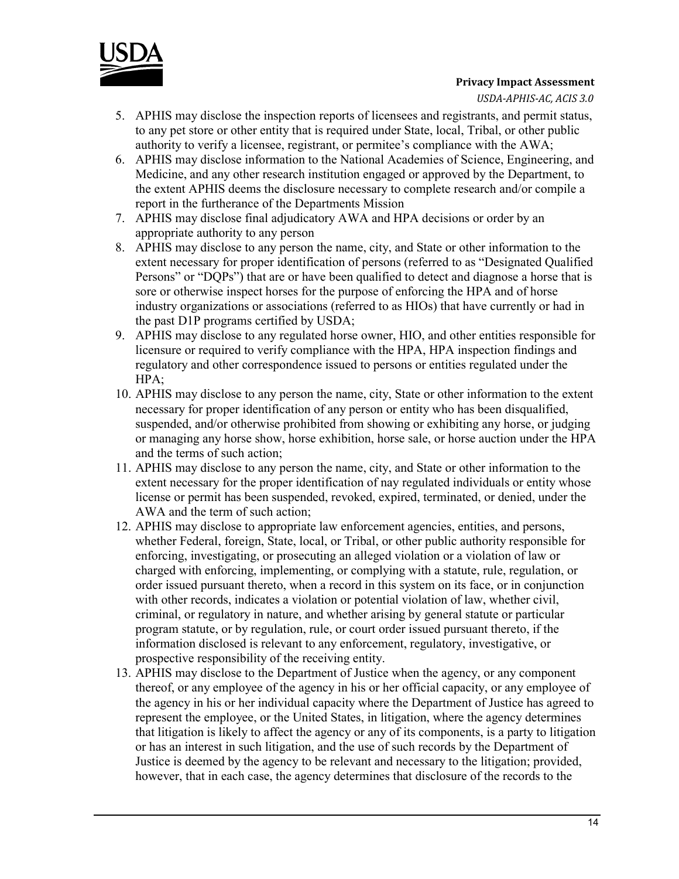5. APHIS may disclose the inspection reports of licensees and registrants, and permit status, to any pet store or other entity that is required under State, local, Tribal, or other public authority to verify a licensee, registrant, or permitee's compliance with the AWA;
6. APHIS may disclose information to the National Academies of Science, Engineering, and Medicine, and any other research institution engaged or approved by the Department, to the extent APHIS deems the disclosure necessary to complete research and/or compile a report in the furtherance of the Departments Mission
7. APHIS may disclose final adjudicatory AWA and HPA decisions or order by an appropriate authority to any person
8. APHIS may disclose to any person the name, city, and State or other information to the extent necessary for proper identification of persons (referred to as "Designated Qualified Persons" or "DQPs") that are or have been qualified to detect and diagnose a horse that is sore or otherwise inspect horses for the purpose of enforcing the HPA and of horse industry organizations or associations (referred to as HIOs) that have currently or had in the past D1P programs certified by USDA;
9. APHIS may disclose to any regulated horse owner, HIO, and other entities responsible for licensure or required to verify compliance with the HPA, HPA inspection findings and regulatory and other correspondence issued to persons or entities regulated under the HPA;
10. APHIS may disclose to any person the name, city, State or other information to the extent necessary for proper identification of any person or entity who has been disqualified, suspended, and/or otherwise prohibited from showing or exhibiting any horse, or judging or managing any horse show, horse exhibition, horse sale, or horse auction under the HPA and the terms of such action;
11. APHIS may disclose to any person the name, city, and State or other information to the extent necessary for the proper identification of nay regulated individuals or entity whose license or permit has been suspended, revoked, expired, terminated, or denied, under the AWA and the term of such action;
12. APHIS may disclose to appropriate law enforcement agencies, entities, and persons, whether Federal, foreign, State, local, or Tribal, or other public authority responsible for enforcing, investigating, or prosecuting an alleged violation or a violation of law or charged with enforcing, implementing, or complying with a statute, rule, regulation, or order issued pursuant thereto, when a record in this system on its face, or in conjunction with other records, indicates a violation or potential violation of law, whether civil, criminal, or regulatory in nature, and whether arising by general statute or particular program statute, or by regulation, rule, or court order issued pursuant thereto, if the information disclosed is relevant to any enforcement, regulatory, investigative, or prospective responsibility of the receiving entity.
13. APHIS may disclose to the Department of Justice when the agency, or any component thereof, or any employee of the agency in his or her official capacity, or any employee of the agency in his or her individual capacity where the Department of Justice has agreed to represent the employee, or the United States, in litigation, where the agency determines that litigation is likely to affect the agency or any of its components, is a party to litigation or has an interest in such litigation, and the use of such records by the Department of Justice is deemed by the agency to be relevant and necessary to the litigation; provided, however, that in each case, the agency determines that disclosure of the records to the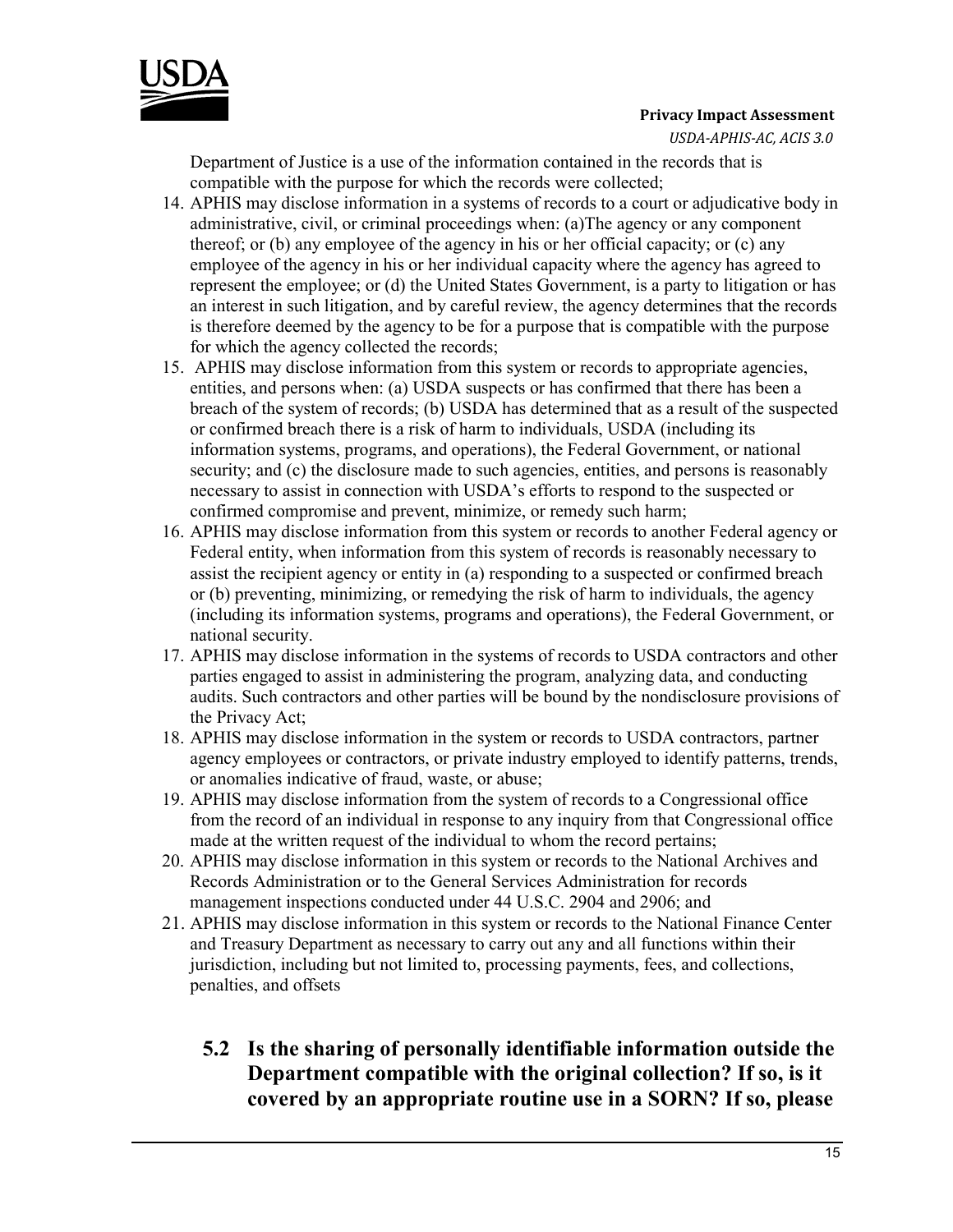Department of Justice is a use of the information contained in the records that is compatible with the purpose for which the records were collected;

14. APHIS may disclose information in a systems of records to a court or adjudicative body in administrative, civil, or criminal proceedings when: (a)The agency or any component thereof; or (b) any employee of the agency in his or her official capacity; or (c) any employee of the agency in his or her individual capacity where the agency has agreed to represent the employee; or (d) the United States Government, is a party to litigation or has an interest in such litigation, and by careful review, the agency determines that the records is therefore deemed by the agency to be for a purpose that is compatible with the purpose for which the agency collected the records;
15. APHIS may disclose information from this system or records to appropriate agencies, entities, and persons when: (a) USDA suspects or has confirmed that there has been a breach of the system of records; (b) USDA has determined that as a result of the suspected or confirmed breach there is a risk of harm to individuals, USDA (including its information systems, programs, and operations), the Federal Government, or national security; and (c) the disclosure made to such agencies, entities, and persons is reasonably necessary to assist in connection with USDA's efforts to respond to the suspected or confirmed compromise and prevent, minimize, or remedy such harm;
16. APHIS may disclose information from this system or records to another Federal agency or Federal entity, when information from this system of records is reasonably necessary to assist the recipient agency or entity in (a) responding to a suspected or confirmed breach or (b) preventing, minimizing, or remedying the risk of harm to individuals, the agency (including its information systems, programs and operations), the Federal Government, or national security.
17. APHIS may disclose information in the systems of records to USDA contractors and other parties engaged to assist in administering the program, analyzing data, and conducting audits. Such contractors and other parties will be bound by the nondisclosure provisions of the Privacy Act;
18. APHIS may disclose information in the system or records to USDA contractors, partner agency employees or contractors, or private industry employed to identify patterns, trends, or anomalies indicative of fraud, waste, or abuse;
19. APHIS may disclose information from the system of records to a Congressional office from the record of an individual in response to any inquiry from that Congressional office made at the written request of the individual to whom the record pertains;
20. APHIS may disclose information in this system or records to the National Archives and Records Administration or to the General Services Administration for records management inspections conducted under 44 U.S.C. 2904 and 2906; and
21. APHIS may disclose information in this system or records to the National Finance Center and Treasury Department as necessary to carry out any and all functions within their jurisdiction, including but not limited to, processing payments, fees, and collections, penalties, and offsets

### 5.2 Is the sharing of personally identifiable information outside the Department compatible with the original collection? If so, is it covered by an appropriate routine use in a SORN? If so, please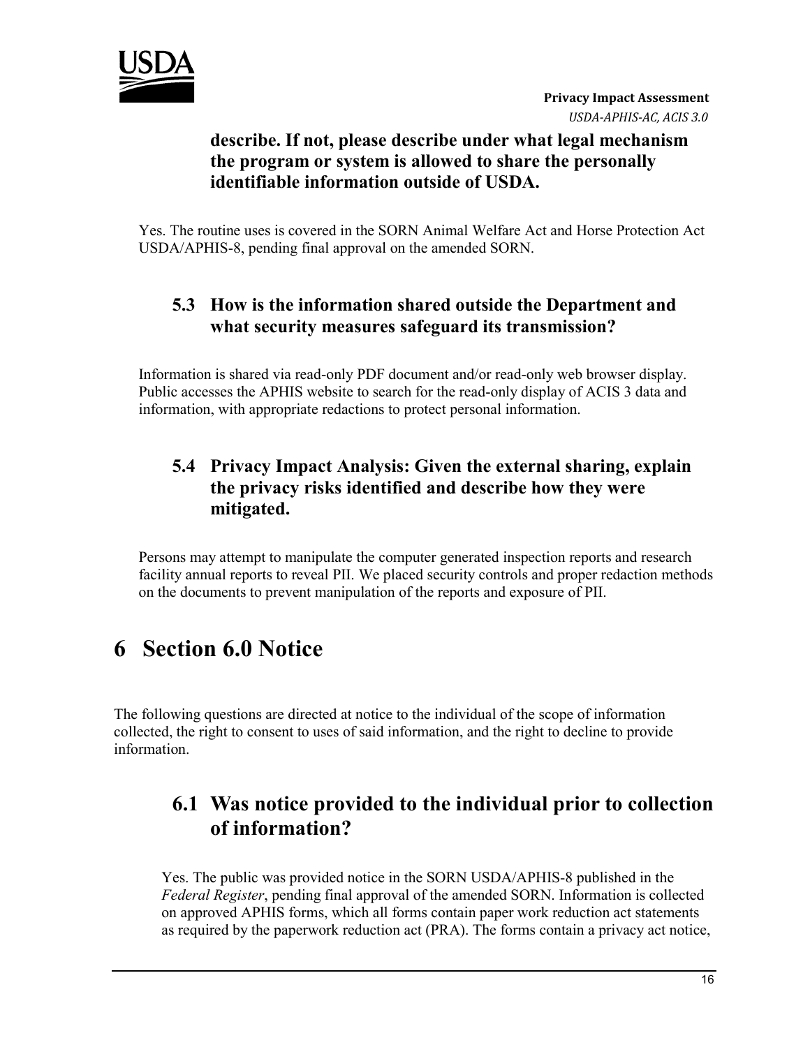**describe. If not, please describe under what legal mechanism the program or system is allowed to share the personally identifiable information outside of USDA.**

Yes. The routine uses is covered in the SORN Animal Welfare Act and Horse Protection Act USDA/APHIS-8, pending final approval on the amended SORN.

### 5.3 How is the information shared outside the Department and what security measures safeguard its transmission?

Information is shared via read-only PDF document and/or read-only web browser display. Public accesses the APHIS website to search for the read-only display of ACIS 3 data and information, with appropriate redactions to protect personal information.

### 5.4 Privacy Impact Analysis: Given the external sharing, explain the privacy risks identified and describe how they were mitigated.

Persons may attempt to manipulate the computer generated inspection reports and research facility annual reports to reveal PII. We placed security controls and proper redaction methods on the documents to prevent manipulation of the reports and exposure of PII.

# 6 Section 6.0 Notice

The following questions are directed at notice to the individual of the scope of information collected, the right to consent to uses of said information, and the right to decline to provide information.

## 6.1 Was notice provided to the individual prior to collection of information?

Yes. The public was provided notice in the SORN USDA/APHIS-8 published in the *Federal Register*, pending final approval of the amended SORN. Information is collected on approved APHIS forms, which all forms contain paper work reduction act statements as required by the paperwork reduction act (PRA). The forms contain a privacy act notice,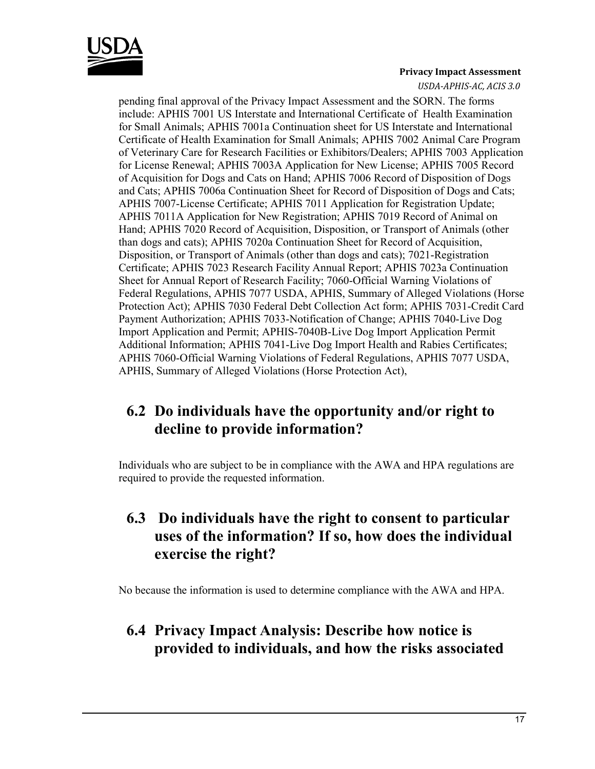pending final approval of the Privacy Impact Assessment and the SORN. The forms include: APHIS 7001 US Interstate and International Certificate of Health Examination for Small Animals; APHIS 7001a Continuation sheet for US Interstate and International Certificate of Health Examination for Small Animals; APHIS 7002 Animal Care Program of Veterinary Care for Research Facilities or Exhibitors/Dealers; APHIS 7003 Application for License Renewal; APHIS 7003A Application for New License; APHIS 7005 Record of Acquisition for Dogs and Cats on Hand; APHIS 7006 Record of Disposition of Dogs and Cats; APHIS 7006a Continuation Sheet for Record of Disposition of Dogs and Cats; APHIS 7007-License Certificate; APHIS 7011 Application for Registration Update; APHIS 7011A Application for New Registration; APHIS 7019 Record of Animal on Hand; APHIS 7020 Record of Acquisition, Disposition, or Transport of Animals (other than dogs and cats); APHIS 7020a Continuation Sheet for Record of Acquisition, Disposition, or Transport of Animals (other than dogs and cats); 7021-Registration Certificate; APHIS 7023 Research Facility Annual Report; APHIS 7023a Continuation Sheet for Annual Report of Research Facility; 7060-Official Warning Violations of Federal Regulations, APHIS 7077 USDA, APHIS, Summary of Alleged Violations (Horse Protection Act); APHIS 7030 Federal Debt Collection Act form; APHIS 7031-Credit Card Payment Authorization; APHIS 7033-Notification of Change; APHIS 7040-Live Dog Import Application and Permit; APHIS-7040B-Live Dog Import Application Permit Additional Information; APHIS 7041-Live Dog Import Health and Rabies Certificates; APHIS 7060-Official Warning Violations of Federal Regulations, APHIS 7077 USDA, APHIS, Summary of Alleged Violations (Horse Protection Act),

## 6.2 Do individuals have the opportunity and/or right to decline to provide information?

Individuals who are subject to be in compliance with the AWA and HPA regulations are required to provide the requested information.

## 6.3 Do individuals have the right to consent to particular uses of the information? If so, how does the individual exercise the right?

No because the information is used to determine compliance with the AWA and HPA.

## 6.4 Privacy Impact Analysis: Describe how notice is provided to individuals, and how the risks associated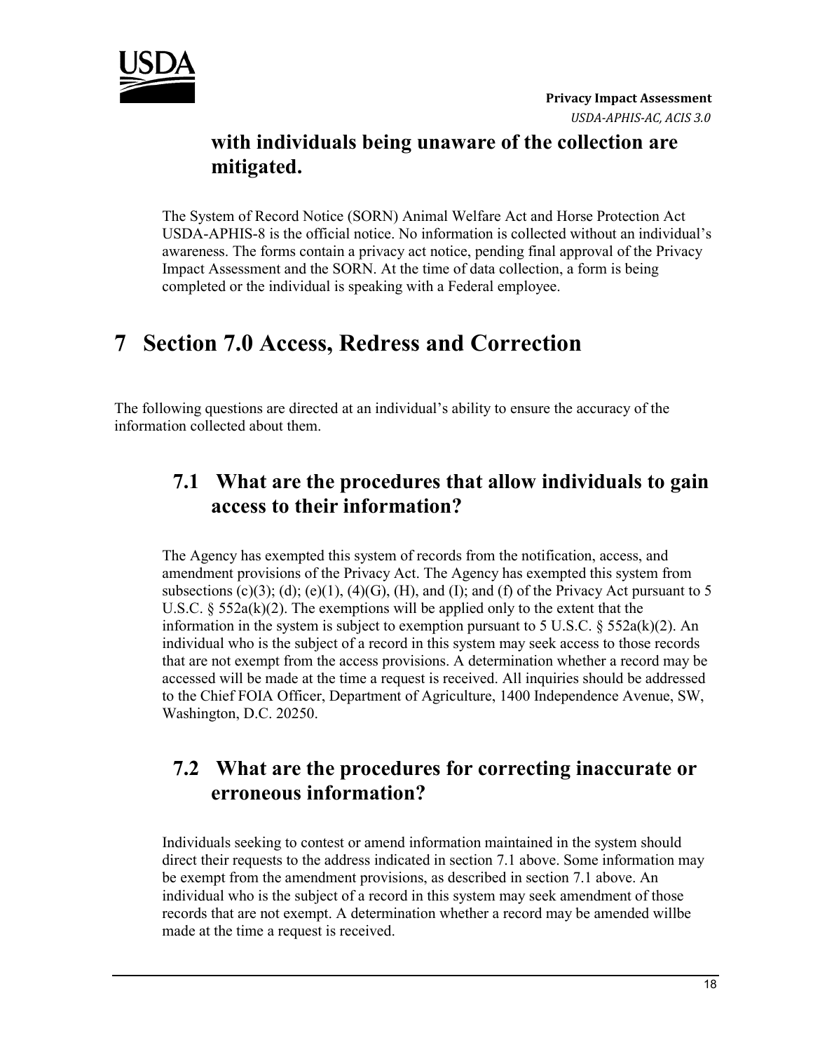**with individuals being unaware of the collection are mitigated.**

The System of Record Notice (SORN) Animal Welfare Act and Horse Protection Act USDA-APHIS-8 is the official notice. No information is collected without an individual's awareness. The forms contain a privacy act notice, pending final approval of the Privacy Impact Assessment and the SORN. At the time of data collection, a form is being completed or the individual is speaking with a Federal employee.

# 7 Section 7.0 Access, Redress and Correction

The following questions are directed at an individual's ability to ensure the accuracy of the information collected about them.

## 7.1 What are the procedures that allow individuals to gain access to their information?

The Agency has exempted this system of records from the notification, access, and amendment provisions of the Privacy Act. The Agency has exempted this system from subsections (c)(3); (d); (e)(1), (4)(G), (H), and (I); and (f) of the Privacy Act pursuant to 5 U.S.C. § 552a(k)(2). The exemptions will be applied only to the extent that the information in the system is subject to exemption pursuant to 5 U.S.C. § 552a(k)(2). An individual who is the subject of a record in this system may seek access to those records that are not exempt from the access provisions. A determination whether a record may be accessed will be made at the time a request is received. All inquiries should be addressed to the Chief FOIA Officer, Department of Agriculture, 1400 Independence Avenue, SW, Washington, D.C. 20250.

## 7.2 What are the procedures for correcting inaccurate or erroneous information?

Individuals seeking to contest or amend information maintained in the system should direct their requests to the address indicated in section 7.1 above. Some information may be exempt from the amendment provisions, as described in section 7.1 above. An individual who is the subject of a record in this system may seek amendment of those records that are not exempt. A determination whether a record may be amended willbe made at the time a request is received.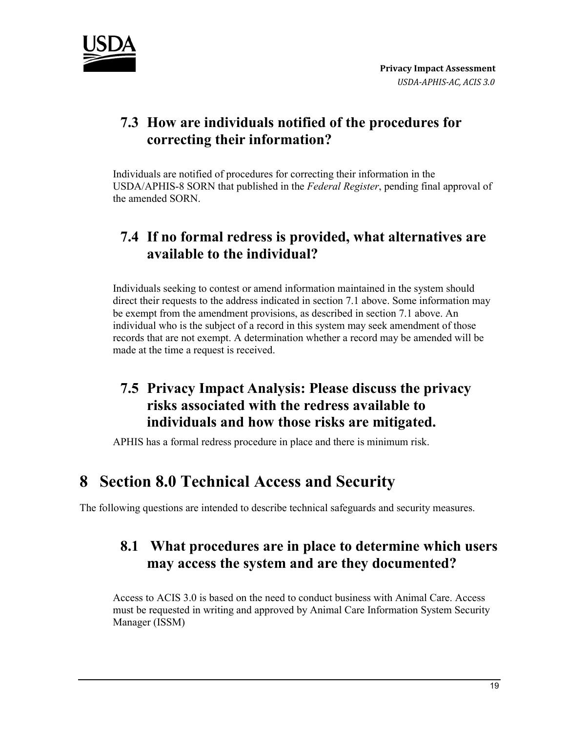### 7.3 How are individuals notified of the procedures for correcting their information?

Individuals are notified of procedures for correcting their information in the USDA/APHIS-8 SORN that published in the *Federal Register*, pending final approval of the amended SORN.

### 7.4 If no formal redress is provided, what alternatives are available to the individual?

Individuals seeking to contest or amend information maintained in the system should direct their requests to the address indicated in section 7.1 above. Some information may be exempt from the amendment provisions, as described in section 7.1 above. An individual who is the subject of a record in this system may seek amendment of those records that are not exempt. A determination whether a record may be amended will be made at the time a request is received.

### 7.5 Privacy Impact Analysis: Please discuss the privacy risks associated with the redress available to individuals and how those risks are mitigated.

APHIS has a formal redress procedure in place and there is minimum risk.

## 8 Section 8.0 Technical Access and Security

The following questions are intended to describe technical safeguards and security measures.

### 8.1 What procedures are in place to determine which users may access the system and are they documented?

Access to ACIS 3.0 is based on the need to conduct business with Animal Care. Access must be requested in writing and approved by Animal Care Information System Security Manager (ISSM)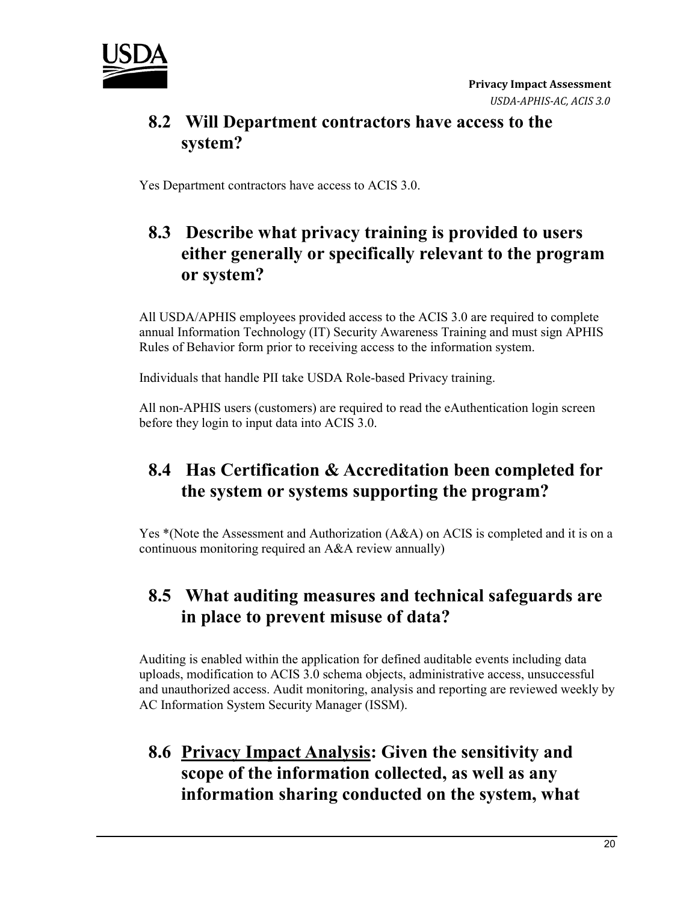## 8.2 Will Department contractors have access to the system?

Yes Department contractors have access to ACIS 3.0.

## 8.3 Describe what privacy training is provided to users either generally or specifically relevant to the program or system?

All USDA/APHIS employees provided access to the ACIS 3.0 are required to complete annual Information Technology (IT) Security Awareness Training and must sign APHIS Rules of Behavior form prior to receiving access to the information system.

Individuals that handle PII take USDA Role-based Privacy training.

All non-APHIS users (customers) are required to read the eAuthentication login screen before they login to input data into ACIS 3.0.

## 8.4 Has Certification & Accreditation been completed for the system or systems supporting the program?

Yes *(Note the Assessment and Authorization (A&A) on ACIS is completed and it is on a continuous monitoring required an A&A review annually)

## 8.5 What auditing measures and technical safeguards are in place to prevent misuse of data?

Auditing is enabled within the application for defined auditable events including data uploads, modification to ACIS 3.0 schema objects, administrative access, unsuccessful and unauthorized access. Audit monitoring, analysis and reporting are reviewed weekly by AC Information System Security Manager (ISSM).

## 8.6 <u>Privacy Impact Analysis</u>: Given the sensitivity and scope of the information collected, as well as any information sharing conducted on the system, what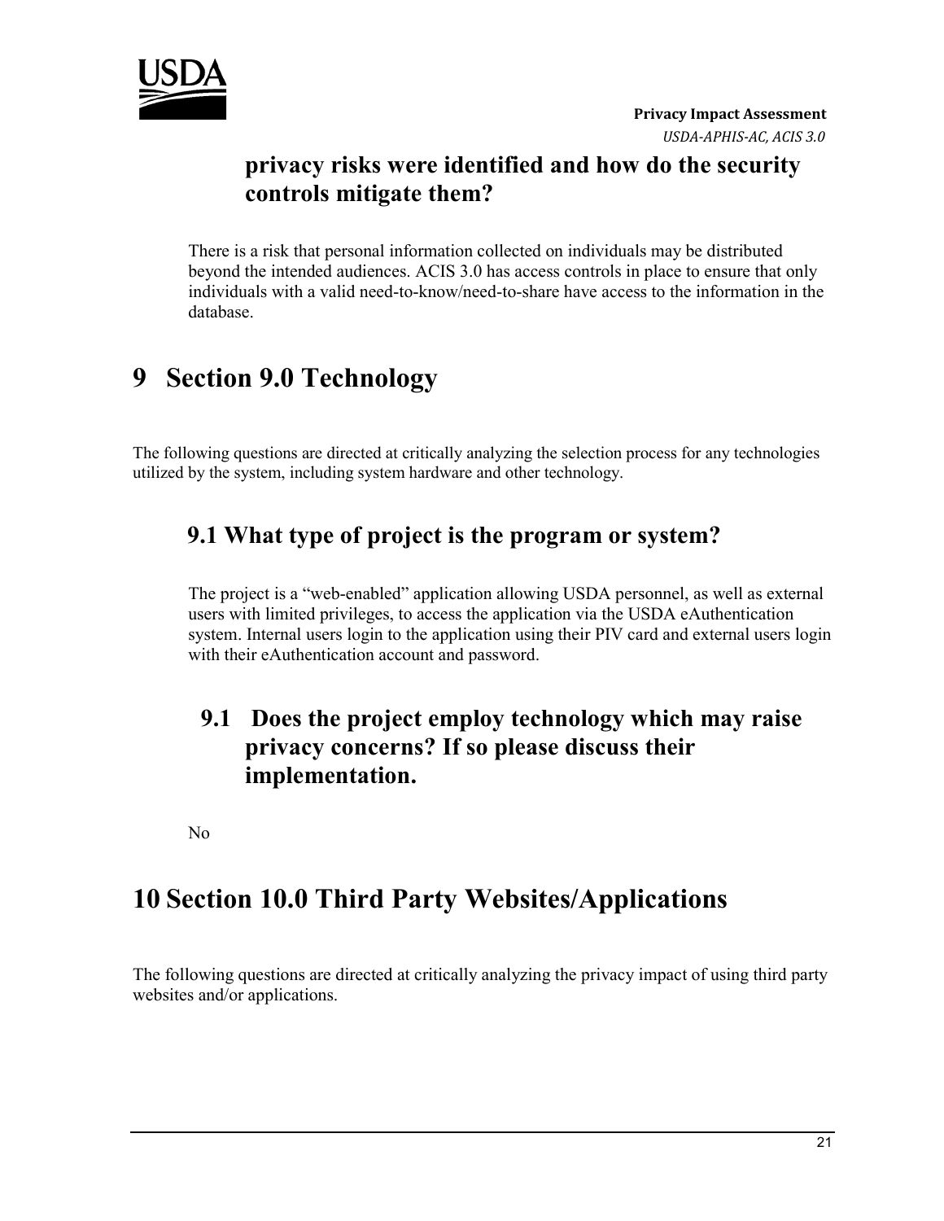### privacy risks were identified and how do the security controls mitigate them?

There is a risk that personal information collected on individuals may be distributed beyond the intended audiences. ACIS 3.0 has access controls in place to ensure that only individuals with a valid need-to-know/need-to-share have access to the information in the database.

# 9 Section 9.0 Technology

The following questions are directed at critically analyzing the selection process for any technologies utilized by the system, including system hardware and other technology.

## 9.1 What type of project is the program or system?

The project is a "web-enabled" application allowing USDA personnel, as well as external users with limited privileges, to access the application via the USDA eAuthentication system. Internal users login to the application using their PIV card and external users login with their eAuthentication account and password.

## 9.1 Does the project employ technology which may raise privacy concerns? If so please discuss their implementation.

No

# 10 Section 10.0 Third Party Websites/Applications

The following questions are directed at critically analyzing the privacy impact of using third party websites and/or applications.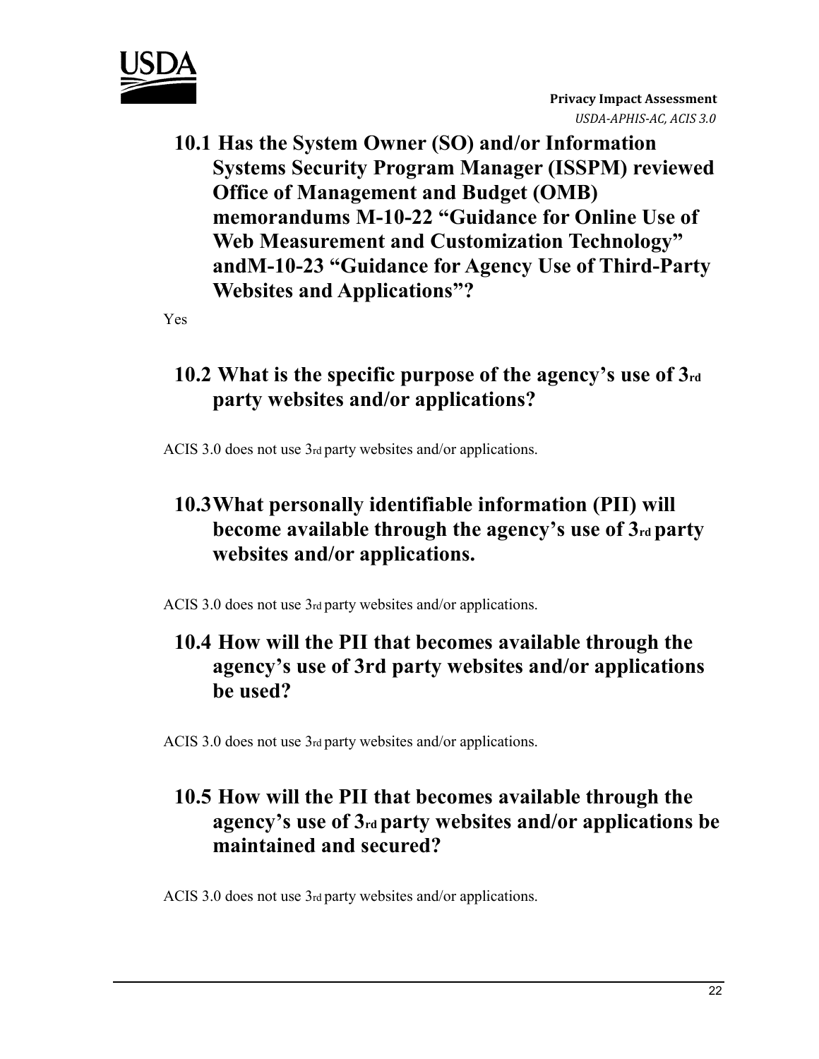## 10.1 Has the System Owner (SO) and/or Information Systems Security Program Manager (ISSPM) reviewed Office of Management and Budget (OMB) memorandums M-10-22 "Guidance for Online Use of Web Measurement and Customization Technology" andM-10-23 "Guidance for Agency Use of Third-Party Websites and Applications"?

Yes

## 10.2 What is the specific purpose of the agency's use of 3rd party websites and/or applications?

ACIS 3.0 does not use 3rd party websites and/or applications.

## 10.3What personally identifiable information (PII) will become available through the agency's use of 3rd party websites and/or applications.

ACIS 3.0 does not use 3rd party websites and/or applications.

## 10.4 How will the PII that becomes available through the agency's use of 3rd party websites and/or applications be used?

ACIS 3.0 does not use 3rd party websites and/or applications.

## 10.5 How will the PII that becomes available through the agency's use of 3rd party websites and/or applications be maintained and secured?

ACIS 3.0 does not use 3rd party websites and/or applications.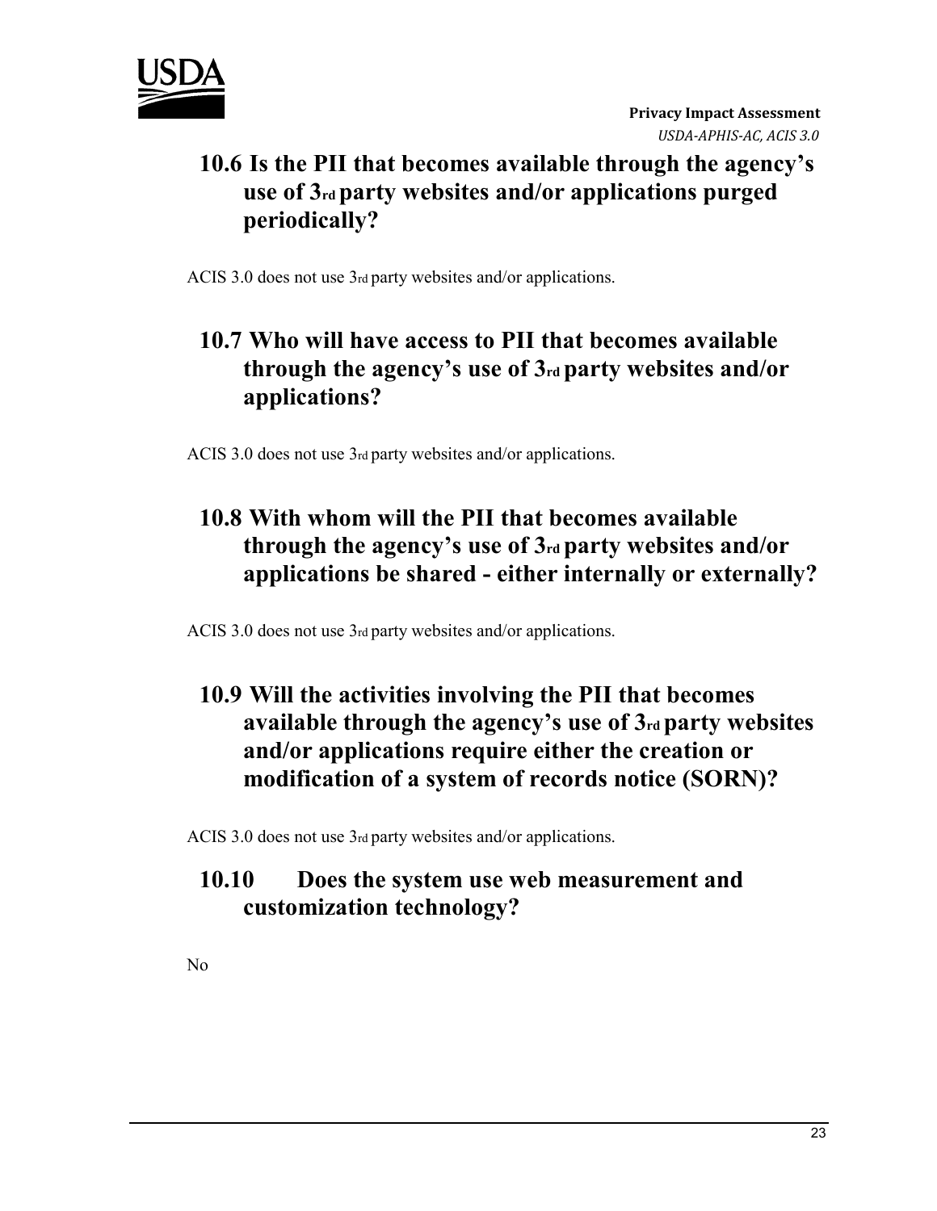## 10.6 Is the PII that becomes available through the agency's use of 3rd party websites and/or applications purged periodically?

ACIS 3.0 does not use 3rd party websites and/or applications.

## 10.7 Who will have access to PII that becomes available through the agency's use of 3rd party websites and/or applications?

ACIS 3.0 does not use 3rd party websites and/or applications.

## 10.8 With whom will the PII that becomes available through the agency's use of 3rd party websites and/or applications be shared - either internally or externally?

ACIS 3.0 does not use 3rd party websites and/or applications.

## 10.9 Will the activities involving the PII that becomes available through the agency's use of 3rd party websites and/or applications require either the creation or modification of a system of records notice (SORN)?

ACIS 3.0 does not use 3rd party websites and/or applications.

## 10.10 Does the system use web measurement and customization technology?

No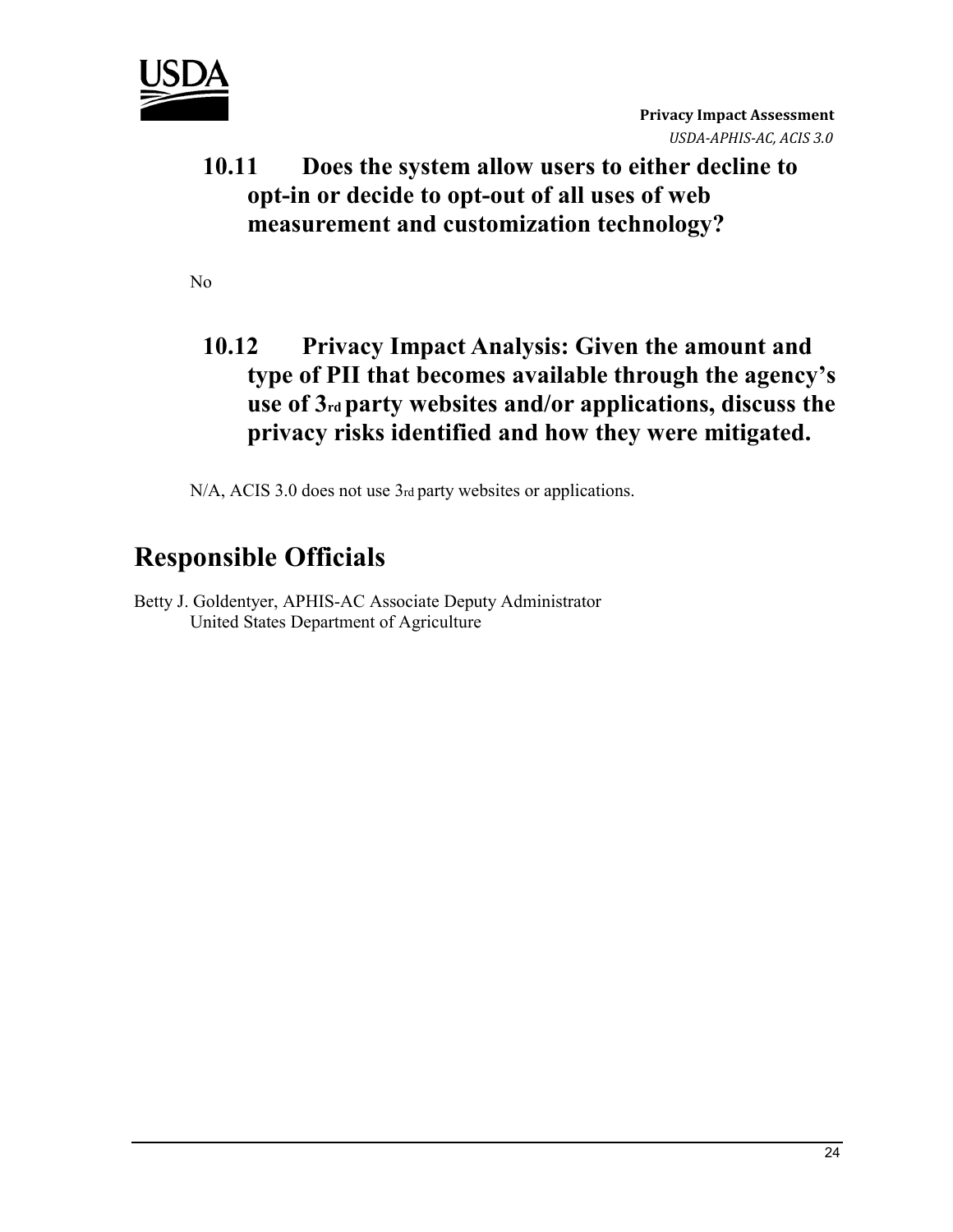### 10.11 Does the system allow users to either decline to opt-in or decide to opt-out of all uses of web measurement and customization technology?

No

### 10.12 Privacy Impact Analysis: Given the amount and type of PII that becomes available through the agency's use of 3rd party websites and/or applications, discuss the privacy risks identified and how they were mitigated.

N/A, ACIS 3.0 does not use 3rd party websites or applications.

## Responsible Officials

Betty J. Goldentyer, APHIS-AC Associate Deputy Administrator
United States Department of Agriculture